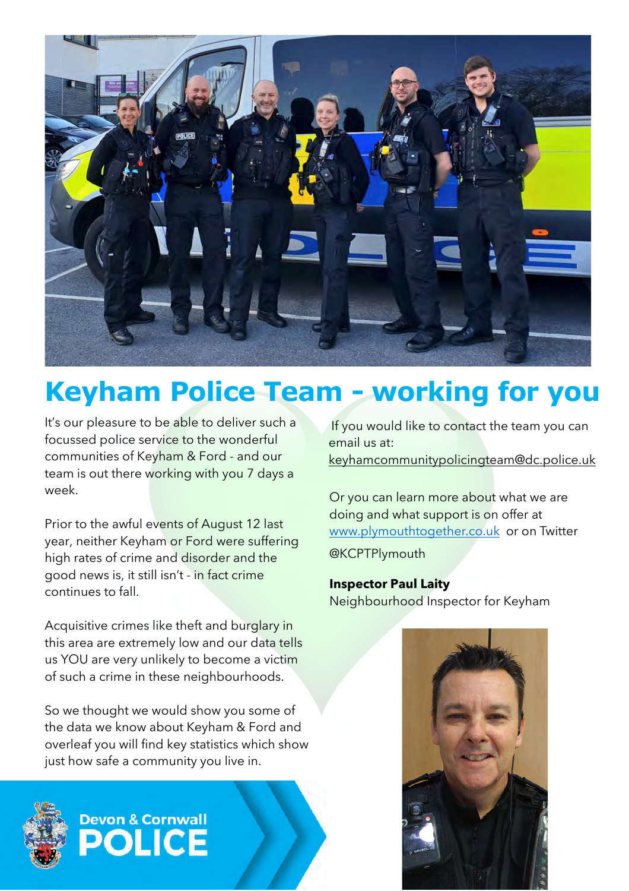# Keyham Police Team - working for you

It's our pleasure to be able to deliver such a focussed police service to the wonderful communities of Keyham & Ford - and our team is out there working with you 7 days a week.

Prior to the awful events of August 12 last year, neither Keyham or Ford were suffering high rates of crime and disorder and the good news is, it still isn't - in fact crime continues to fall.

Acquisitive crimes like theft and burglary in this area are extremely low and our data tells us YOU are very unlikely to become a victim of such a crime in these neighbourhoods.

So we thought we would show you some of the data we know about Keyham & Ford and overleaf you will find key statistics which show just how safe a community you live in.

If you would like to contact the team you can email us at: keyhamcommunitypolicingteam@dc.police.uk

Or you can learn more about what we are doing and what support is on offer at www.plymouthtogether.co.uk or on Twitter @KCPTPlymouth

**Inspector Paul Laity**
Neighbourhood Inspector for Keyham

Devon & Cornwall POLICE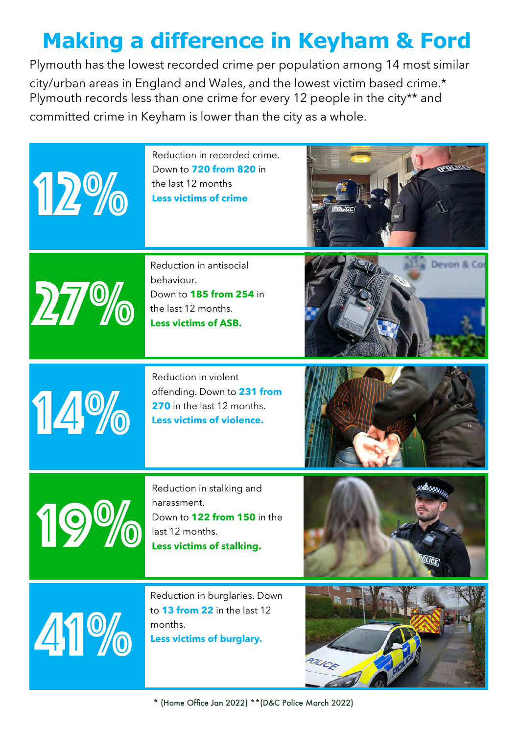# Making a difference in Keyham & Ford

Plymouth has the lowest recorded crime per population among 14 most similar city/urban areas in England and Wales, and the lowest victim based crime.* Plymouth records less than one crime for every 12 people in the city** and committed crime in Keyham is lower than the city as a whole.

**12%**

Reduction in recorded crime. Down to **720 from 820** in the last 12 months

**Less victims of crime**

**27%**

Reduction in antisocial behaviour. Down to **185 from 254** in the last 12 months.

**Less victims of ASB.**

**14%**

Reduction in violent offending. Down to **231 from 270** in the last 12 months.

**Less victims of violence.**

**19%**

Reduction in stalking and harassment. Down to **122 from 150** in the last 12 months.

**Less victims of stalking.**

**41%**

Reduction in burglaries. Down to **13 from 22** in the last 12 months.

**Less victims of burglary.**

* (Home Office Jan 2022) **(D&C Police March 2022)